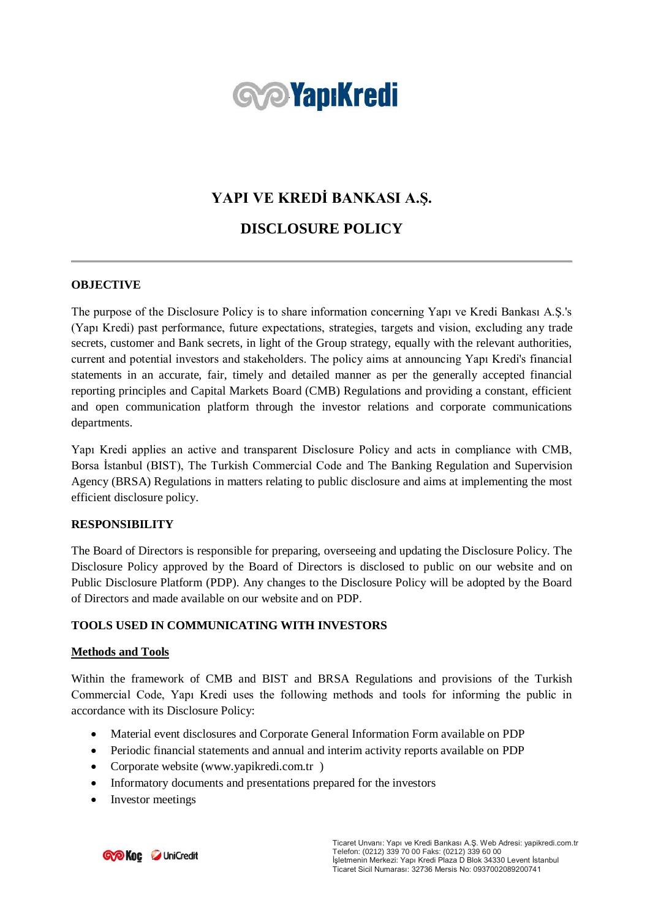# YAPI VE KREDİ BANKASI A.Ş.

# DISCLOSURE POLICY

## OBJECTIVE

The purpose of the Disclosure Policy is to share information concerning Yapı ve Kredi Bankası A.Ş.'s (Yapı Kredi) past performance, future expectations, strategies, targets and vision, excluding any trade secrets, customer and Bank secrets, in light of the Group strategy, equally with the relevant authorities, current and potential investors and stakeholders. The policy aims at announcing Yapı Kredi's financial statements in an accurate, fair, timely and detailed manner as per the generally accepted financial reporting principles and Capital Markets Board (CMB) Regulations and providing a constant, efficient and open communication platform through the investor relations and corporate communications departments.

Yapı Kredi applies an active and transparent Disclosure Policy and acts in compliance with CMB, Borsa İstanbul (BIST), The Turkish Commercial Code and The Banking Regulation and Supervision Agency (BRSA) Regulations in matters relating to public disclosure and aims at implementing the most efficient disclosure policy.

## RESPONSIBILITY

The Board of Directors is responsible for preparing, overseeing and updating the Disclosure Policy. The Disclosure Policy approved by the Board of Directors is disclosed to public on our website and on Public Disclosure Platform (PDP). Any changes to the Disclosure Policy will be adopted by the Board of Directors and made available on our website and on PDP.

## TOOLS USED IN COMMUNICATING WITH INVESTORS

### Methods and Tools

Within the framework of CMB and BIST and BRSA Regulations and provisions of the Turkish Commercial Code, Yapı Kredi uses the following methods and tools for informing the public in accordance with its Disclosure Policy:

- Material event disclosures and Corporate General Information Form available on PDP
- Periodic financial statements and annual and interim activity reports available on PDP
- Corporate website (www.yapikredi.com.tr )
- Informatory documents and presentations prepared for the investors
- Investor meetings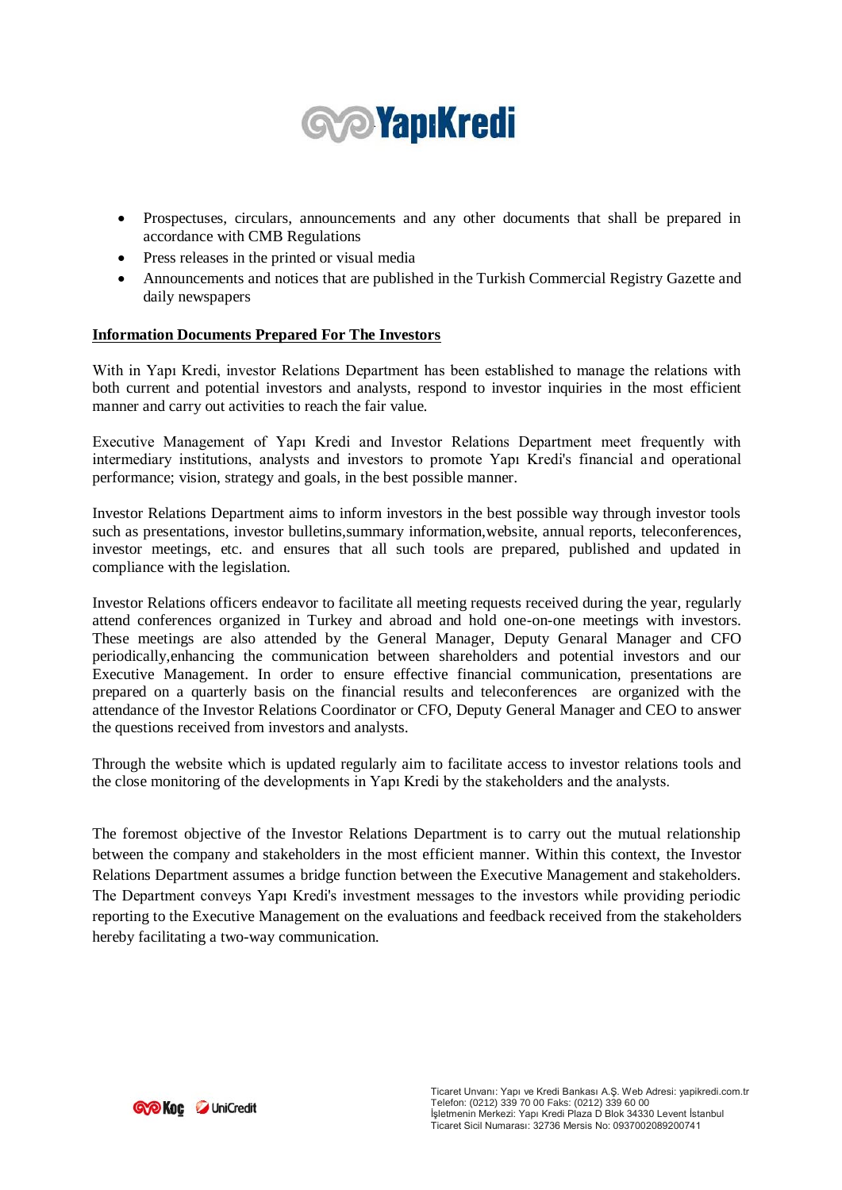- Prospectuses, circulars, announcements and any other documents that shall be prepared in accordance with CMB Regulations
- Press releases in the printed or visual media
- Announcements and notices that are published in the Turkish Commercial Registry Gazette and daily newspapers

**Information Documents Prepared For The Investors**

With in Yapı Kredi, investor Relations Department has been established to manage the relations with both current and potential investors and analysts, respond to investor inquiries in the most efficient manner and carry out activities to reach the fair value.

Executive Management of Yapı Kredi and Investor Relations Department meet frequently with intermediary institutions, analysts and investors to promote Yapı Kredi's financial and operational performance; vision, strategy and goals, in the best possible manner.

Investor Relations Department aims to inform investors in the best possible way through investor tools such as presentations, investor bulletins,summary information,website, annual reports, teleconferences, investor meetings, etc. and ensures that all such tools are prepared, published and updated in compliance with the legislation.

Investor Relations officers endeavor to facilitate all meeting requests received during the year, regularly attend conferences organized in Turkey and abroad and hold one-on-one meetings with investors. These meetings are also attended by the General Manager, Deputy Genaral Manager and CFO periodically,enhancing the communication between shareholders and potential investors and our Executive Management. In order to ensure effective financial communication, presentations are prepared on a quarterly basis on the financial results and teleconferences are organized with the attendance of the Investor Relations Coordinator or CFO, Deputy General Manager and CEO to answer the questions received from investors and analysts.

Through the website which is updated regularly aim to facilitate access to investor relations tools and the close monitoring of the developments in Yapı Kredi by the stakeholders and the analysts.

The foremost objective of the Investor Relations Department is to carry out the mutual relationship between the company and stakeholders in the most efficient manner. Within this context, the Investor Relations Department assumes a bridge function between the Executive Management and stakeholders. The Department conveys Yapı Kredi's investment messages to the investors while providing periodic reporting to the Executive Management on the evaluations and feedback received from the stakeholders hereby facilitating a two-way communication.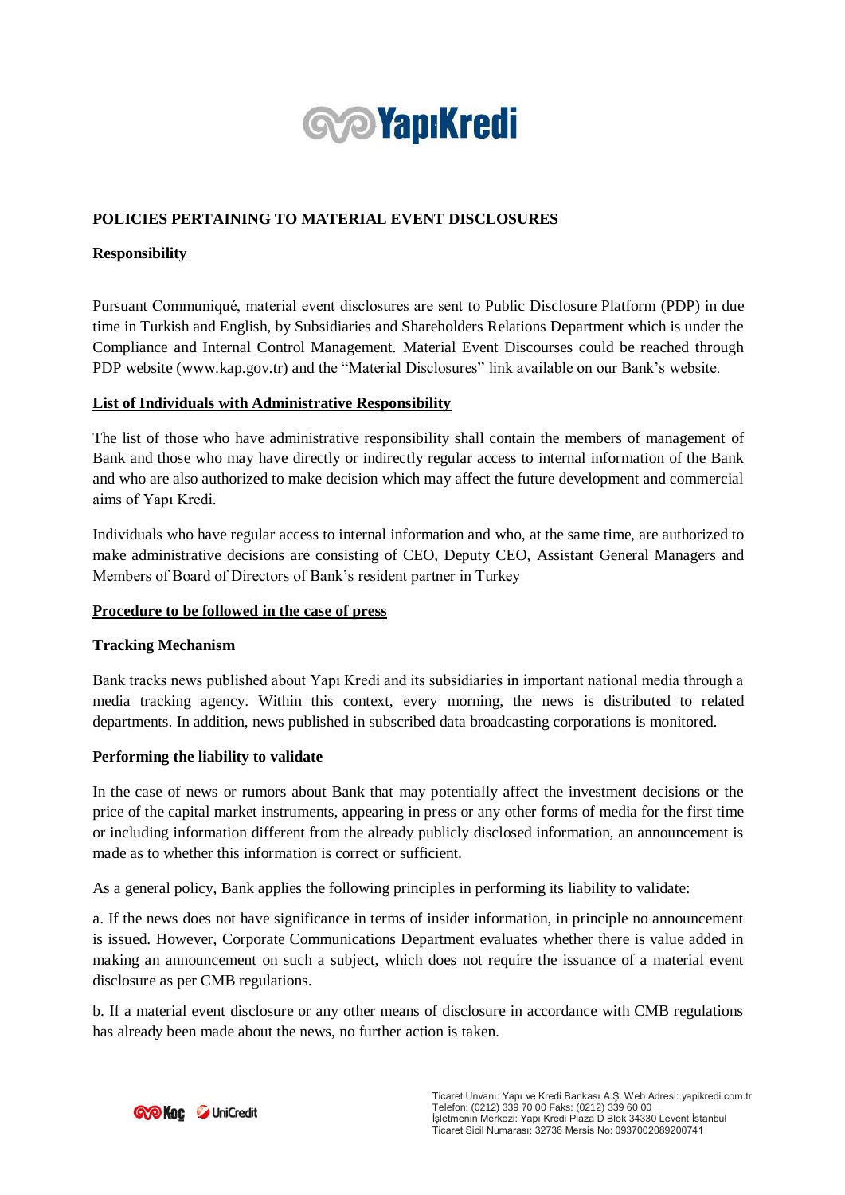## POLICIES PERTAINING TO MATERIAL EVENT DISCLOSURES

### Responsibility

Pursuant Communiqué, material event disclosures are sent to Public Disclosure Platform (PDP) in due time in Turkish and English, by Subsidiaries and Shareholders Relations Department which is under the Compliance and Internal Control Management. Material Event Discourses could be reached through PDP website (www.kap.gov.tr) and the "Material Disclosures" link available on our Bank's website.

### List of Individuals with Administrative Responsibility

The list of those who have administrative responsibility shall contain the members of management of Bank and those who may have directly or indirectly regular access to internal information of the Bank and who are also authorized to make decision which may affect the future development and commercial aims of Yapı Kredi.

Individuals who have regular access to internal information and who, at the same time, are authorized to make administrative decisions are consisting of CEO, Deputy CEO, Assistant General Managers and Members of Board of Directors of Bank's resident partner in Turkey

### Procedure to be followed in the case of press

#### Tracking Mechanism

Bank tracks news published about Yapı Kredi and its subsidiaries in important national media through a media tracking agency. Within this context, every morning, the news is distributed to related departments. In addition, news published in subscribed data broadcasting corporations is monitored.

#### Performing the liability to validate

In the case of news or rumors about Bank that may potentially affect the investment decisions or the price of the capital market instruments, appearing in press or any other forms of media for the first time or including information different from the already publicly disclosed information, an announcement is made as to whether this information is correct or sufficient.

As a general policy, Bank applies the following principles in performing its liability to validate:

a. If the news does not have significance in terms of insider information, in principle no announcement is issued. However, Corporate Communications Department evaluates whether there is value added in making an announcement on such a subject, which does not require the issuance of a material event disclosure as per CMB regulations.

b. If a material event disclosure or any other means of disclosure in accordance with CMB regulations has already been made about the news, no further action is taken.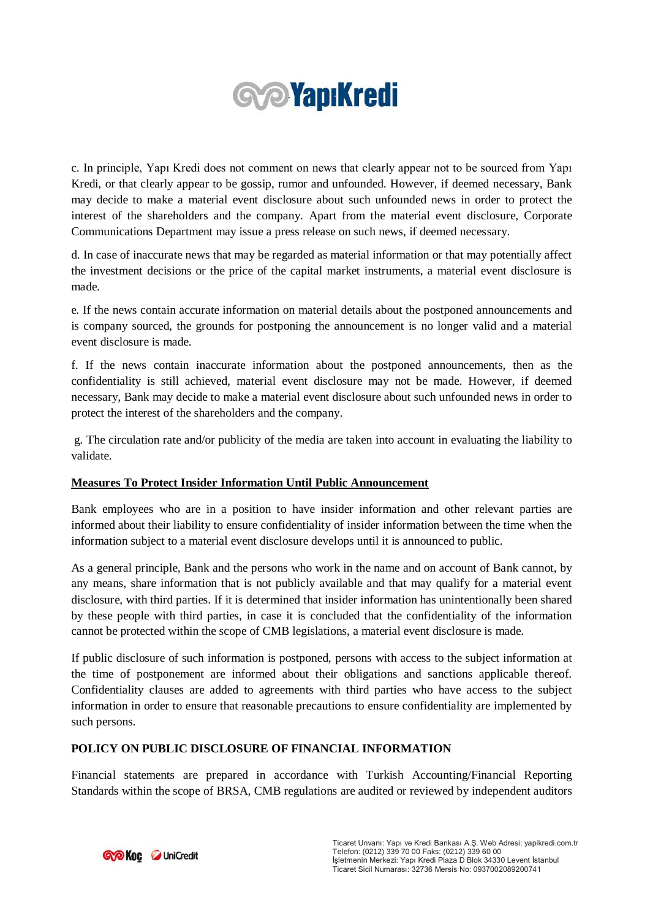c. In principle, Yapı Kredi does not comment on news that clearly appear not to be sourced from Yapı Kredi, or that clearly appear to be gossip, rumor and unfounded. However, if deemed necessary, Bank may decide to make a material event disclosure about such unfounded news in order to protect the interest of the shareholders and the company. Apart from the material event disclosure, Corporate Communications Department may issue a press release on such news, if deemed necessary.

d. In case of inaccurate news that may be regarded as material information or that may potentially affect the investment decisions or the price of the capital market instruments, a material event disclosure is made.

e. If the news contain accurate information on material details about the postponed announcements and is company sourced, the grounds for postponing the announcement is no longer valid and a material event disclosure is made.

f. If the news contain inaccurate information about the postponed announcements, then as the confidentiality is still achieved, material event disclosure may not be made. However, if deemed necessary, Bank may decide to make a material event disclosure about such unfounded news in order to protect the interest of the shareholders and the company.

g. The circulation rate and/or publicity of the media are taken into account in evaluating the liability to validate.

**Measures To Protect Insider Information Until Public Announcement**

Bank employees who are in a position to have insider information and other relevant parties are informed about their liability to ensure confidentiality of insider information between the time when the information subject to a material event disclosure develops until it is announced to public.

As a general principle, Bank and the persons who work in the name and on account of Bank cannot, by any means, share information that is not publicly available and that may qualify for a material event disclosure, with third parties. If it is determined that insider information has unintentionally been shared by these people with third parties, in case it is concluded that the confidentiality of the information cannot be protected within the scope of CMB legislations, a material event disclosure is made.

If public disclosure of such information is postponed, persons with access to the subject information at the time of postponement are informed about their obligations and sanctions applicable thereof. Confidentiality clauses are added to agreements with third parties who have access to the subject information in order to ensure that reasonable precautions to ensure confidentiality are implemented by such persons.

## POLICY ON PUBLIC DISCLOSURE OF FINANCIAL INFORMATION

Financial statements are prepared in accordance with Turkish Accounting/Financial Reporting Standards within the scope of BRSA, CMB regulations are audited or reviewed by independent auditors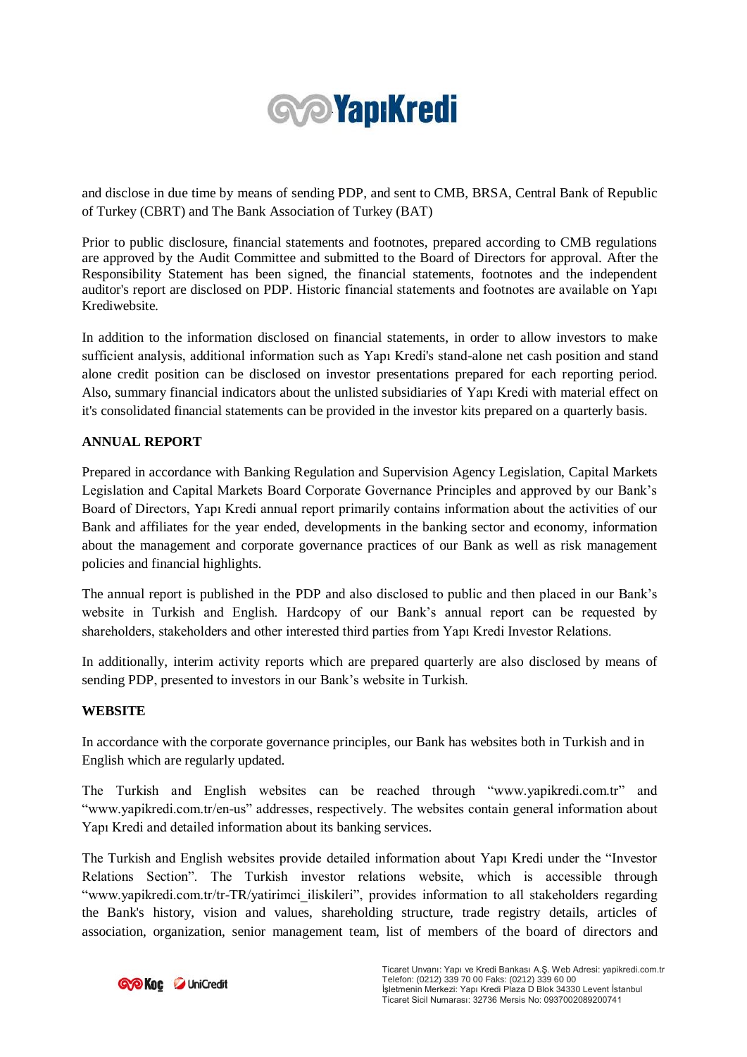and disclose in due time by means of sending PDP, and sent to CMB, BRSA, Central Bank of Republic of Turkey (CBRT) and The Bank Association of Turkey (BAT)

Prior to public disclosure, financial statements and footnotes, prepared according to CMB regulations are approved by the Audit Committee and submitted to the Board of Directors for approval. After the Responsibility Statement has been signed, the financial statements, footnotes and the independent auditor's report are disclosed on PDP. Historic financial statements and footnotes are available on Yapı Krediwebsite.

In addition to the information disclosed on financial statements, in order to allow investors to make sufficient analysis, additional information such as Yapı Kredi's stand-alone net cash position and stand alone credit position can be disclosed on investor presentations prepared for each reporting period. Also, summary financial indicators about the unlisted subsidiaries of Yapı Kredi with material effect on it's consolidated financial statements can be provided in the investor kits prepared on a quarterly basis.

**ANNUAL REPORT**

Prepared in accordance with Banking Regulation and Supervision Agency Legislation, Capital Markets Legislation and Capital Markets Board Corporate Governance Principles and approved by our Bank's Board of Directors, Yapı Kredi annual report primarily contains information about the activities of our Bank and affiliates for the year ended, developments in the banking sector and economy, information about the management and corporate governance practices of our Bank as well as risk management policies and financial highlights.

The annual report is published in the PDP and also disclosed to public and then placed in our Bank's website in Turkish and English. Hardcopy of our Bank's annual report can be requested by shareholders, stakeholders and other interested third parties from Yapı Kredi Investor Relations.

In additionally, interim activity reports which are prepared quarterly are also disclosed by means of sending PDP, presented to investors in our Bank's website in Turkish.

**WEBSITE**

In accordance with the corporate governance principles, our Bank has websites both in Turkish and in English which are regularly updated.

The Turkish and English websites can be reached through "www.yapikredi.com.tr" and "www.yapikredi.com.tr/en-us" addresses, respectively. The websites contain general information about Yapı Kredi and detailed information about its banking services.

The Turkish and English websites provide detailed information about Yapı Kredi under the "Investor Relations Section". The Turkish investor relations website, which is accessible through "www.yapikredi.com.tr/tr-TR/yatirimci_iliskileri", provides information to all stakeholders regarding the Bank's history, vision and values, shareholding structure, trade registry details, articles of association, organization, senior management team, list of members of the board of directors and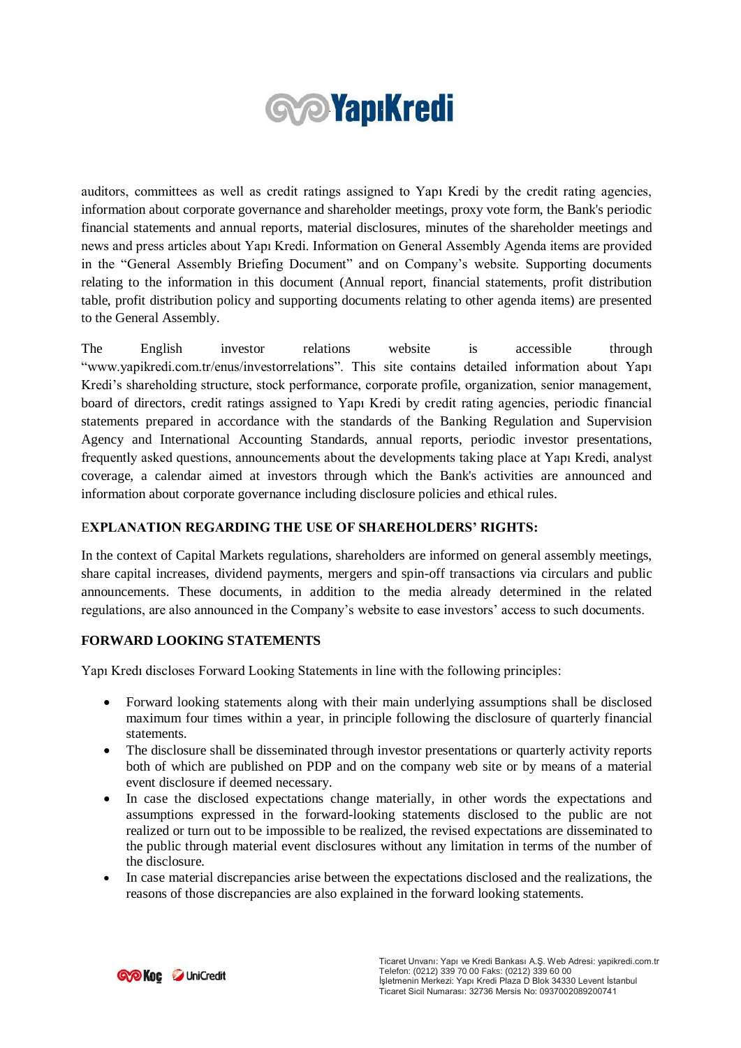auditors, committees as well as credit ratings assigned to Yapı Kredi by the credit rating agencies, information about corporate governance and shareholder meetings, proxy vote form, the Bank's periodic financial statements and annual reports, material disclosures, minutes of the shareholder meetings and news and press articles about Yapı Kredi. Information on General Assembly Agenda items are provided in the "General Assembly Briefing Document" and on Company's website. Supporting documents relating to the information in this document (Annual report, financial statements, profit distribution table, profit distribution policy and supporting documents relating to other agenda items) are presented to the General Assembly.

The English investor relations website is accessible through "www.yapikredi.com.tr/enus/investorrelations". This site contains detailed information about Yapı Kredi's shareholding structure, stock performance, corporate profile, organization, senior management, board of directors, credit ratings assigned to Yapı Kredi by credit rating agencies, periodic financial statements prepared in accordance with the standards of the Banking Regulation and Supervision Agency and International Accounting Standards, annual reports, periodic investor presentations, frequently asked questions, announcements about the developments taking place at Yapı Kredi, analyst coverage, a calendar aimed at investors through which the Bank's activities are announced and information about corporate governance including disclosure policies and ethical rules.

**EXPLANATION REGARDING THE USE OF SHAREHOLDERS' RIGHTS:**

In the context of Capital Markets regulations, shareholders are informed on general assembly meetings, share capital increases, dividend payments, mergers and spin-off transactions via circulars and public announcements. These documents, in addition to the media already determined in the related regulations, are also announced in the Company's website to ease investors' access to such documents.

**FORWARD LOOKING STATEMENTS**

Yapı Kredı discloses Forward Looking Statements in line with the following principles:

- Forward looking statements along with their main underlying assumptions shall be disclosed maximum four times within a year, in principle following the disclosure of quarterly financial statements.
- The disclosure shall be disseminated through investor presentations or quarterly activity reports both of which are published on PDP and on the company web site or by means of a material event disclosure if deemed necessary.
- In case the disclosed expectations change materially, in other words the expectations and assumptions expressed in the forward-looking statements disclosed to the public are not realized or turn out to be impossible to be realized, the revised expectations are disseminated to the public through material event disclosures without any limitation in terms of the number of the disclosure.
- In case material discrepancies arise between the expectations disclosed and the realizations, the reasons of those discrepancies are also explained in the forward looking statements.